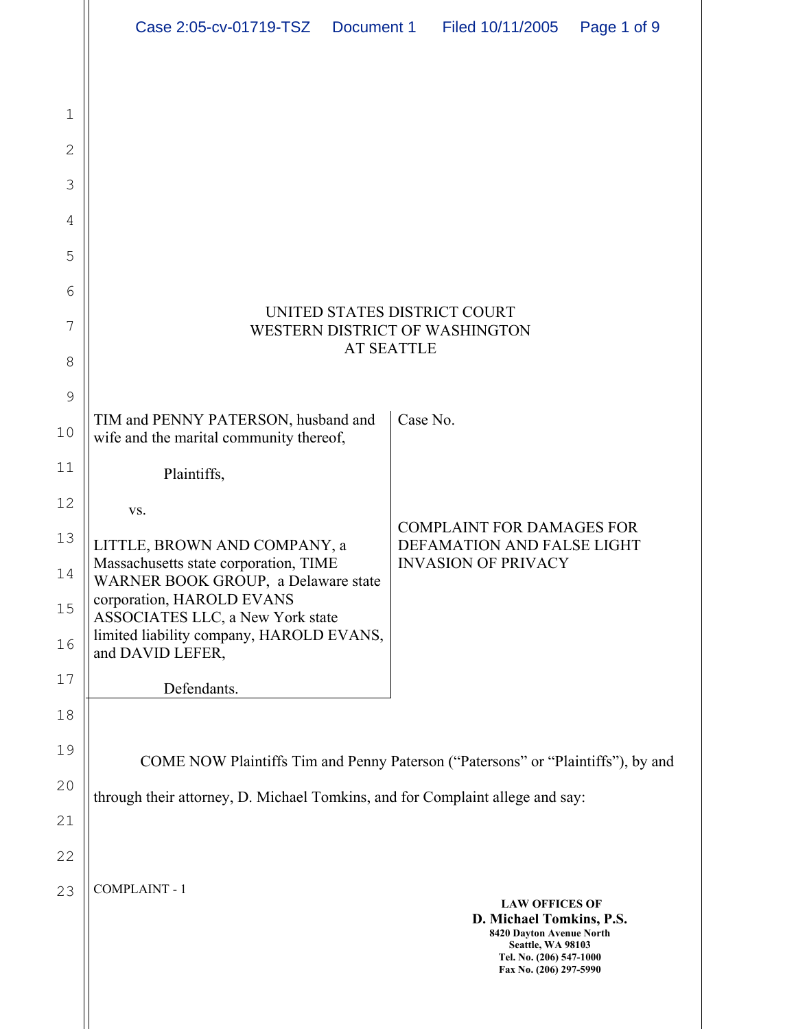UNITED STATES DISTRICT COURT
WESTERN DISTRICT OF WASHINGTON
AT SEATTLE

| | |
|---|---|
| TIM and PENNY PATERSON, husband and wife and the marital community thereof,<br><br>Plaintiffs,<br><br>vs.<br><br>LITTLE, BROWN AND COMPANY, a Massachusetts state corporation, TIME WARNER BOOK GROUP, a Delaware state corporation, HAROLD EVANS ASSOCIATES LLC, a New York state limited liability company, HAROLD EVANS, and DAVID LEFER,<br><br>Defendants. | Case No.<br><br>COMPLAINT FOR DAMAGES FOR DEFAMATION AND FALSE LIGHT INVASION OF PRIVACY |

COME NOW Plaintiffs Tim and Penny Paterson ("Patersons" or "Plaintiffs"), by and through their attorney, D. Michael Tomkins, and for Complaint allege and say:

COMPLAINT - 1

LAW OFFICES OF
**D. Michael Tomkins, P.S.**
8420 Dayton Avenue North
Seattle, WA 98103
Tel. No. (206) 547-1000
Fax No. (206) 297-5990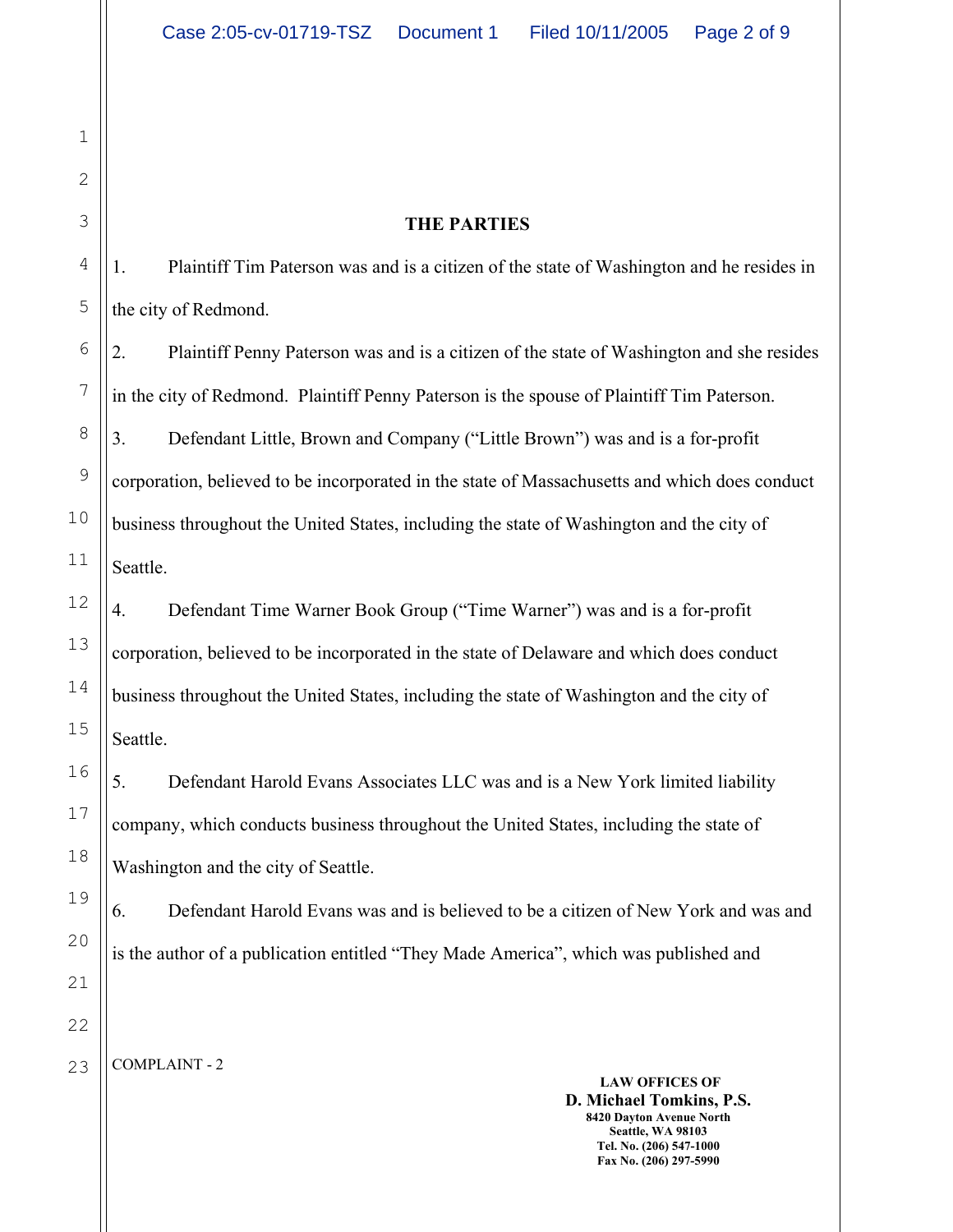## THE PARTIES

1. Plaintiff Tim Paterson was and is a citizen of the state of Washington and he resides in the city of Redmond.

2. Plaintiff Penny Paterson was and is a citizen of the state of Washington and she resides in the city of Redmond. Plaintiff Penny Paterson is the spouse of Plaintiff Tim Paterson.

3. Defendant Little, Brown and Company ("Little Brown") was and is a for-profit corporation, believed to be incorporated in the state of Massachusetts and which does conduct business throughout the United States, including the state of Washington and the city of Seattle.

4. Defendant Time Warner Book Group ("Time Warner") was and is a for-profit corporation, believed to be incorporated in the state of Delaware and which does conduct business throughout the United States, including the state of Washington and the city of Seattle.

5. Defendant Harold Evans Associates LLC was and is a New York limited liability company, which conducts business throughout the United States, including the state of Washington and the city of Seattle.

6. Defendant Harold Evans was and is believed to be a citizen of New York and was and is the author of a publication entitled "They Made America", which was published and

COMPLAINT - 2

LAW OFFICES OF
**D. Michael Tomkins, P.S.**
8420 Dayton Avenue North
Seattle, WA 98103
Tel. No. (206) 547-1000
Fax No. (206) 297-5990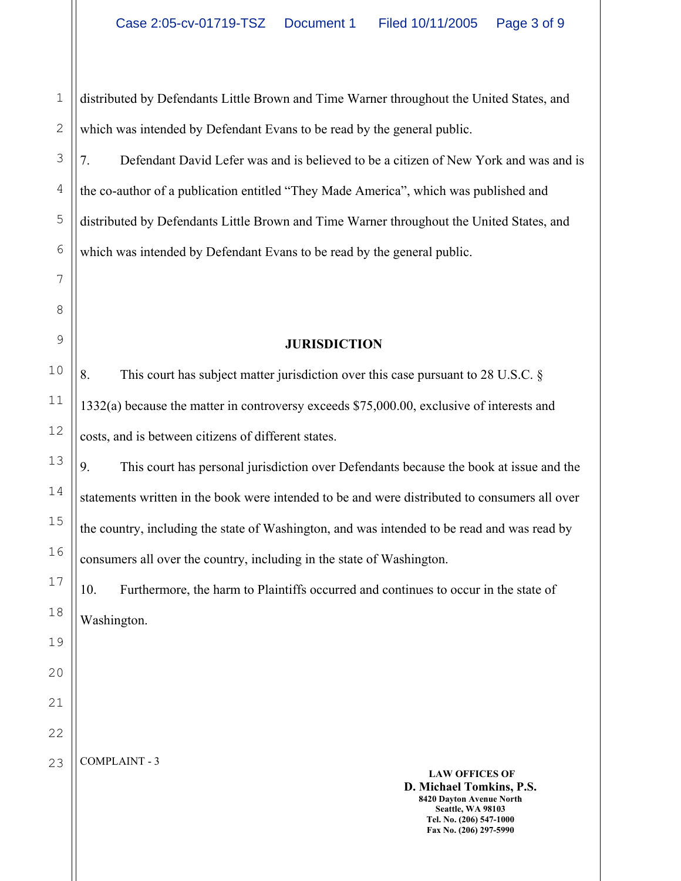distributed by Defendants Little Brown and Time Warner throughout the United States, and which was intended by Defendant Evans to be read by the general public.

7. Defendant David Lefer was and is believed to be a citizen of New York and was and is the co-author of a publication entitled "They Made America", which was published and distributed by Defendants Little Brown and Time Warner throughout the United States, and which was intended by Defendant Evans to be read by the general public.

## JURISDICTION

8. This court has subject matter jurisdiction over this case pursuant to 28 U.S.C. § 1332(a) because the matter in controversy exceeds $75,000.00, exclusive of interests and costs, and is between citizens of different states.

9. This court has personal jurisdiction over Defendants because the book at issue and the statements written in the book were intended to be and were distributed to consumers all over the country, including the state of Washington, and was intended to be read and was read by consumers all over the country, including in the state of Washington.

10. Furthermore, the harm to Plaintiffs occurred and continues to occur in the state of Washington.

COMPLAINT - 3

LAW OFFICES OF
**D. Michael Tomkins, P.S.**
8420 Dayton Avenue North
Seattle, WA 98103
Tel. No. (206) 547-1000
Fax No. (206) 297-5990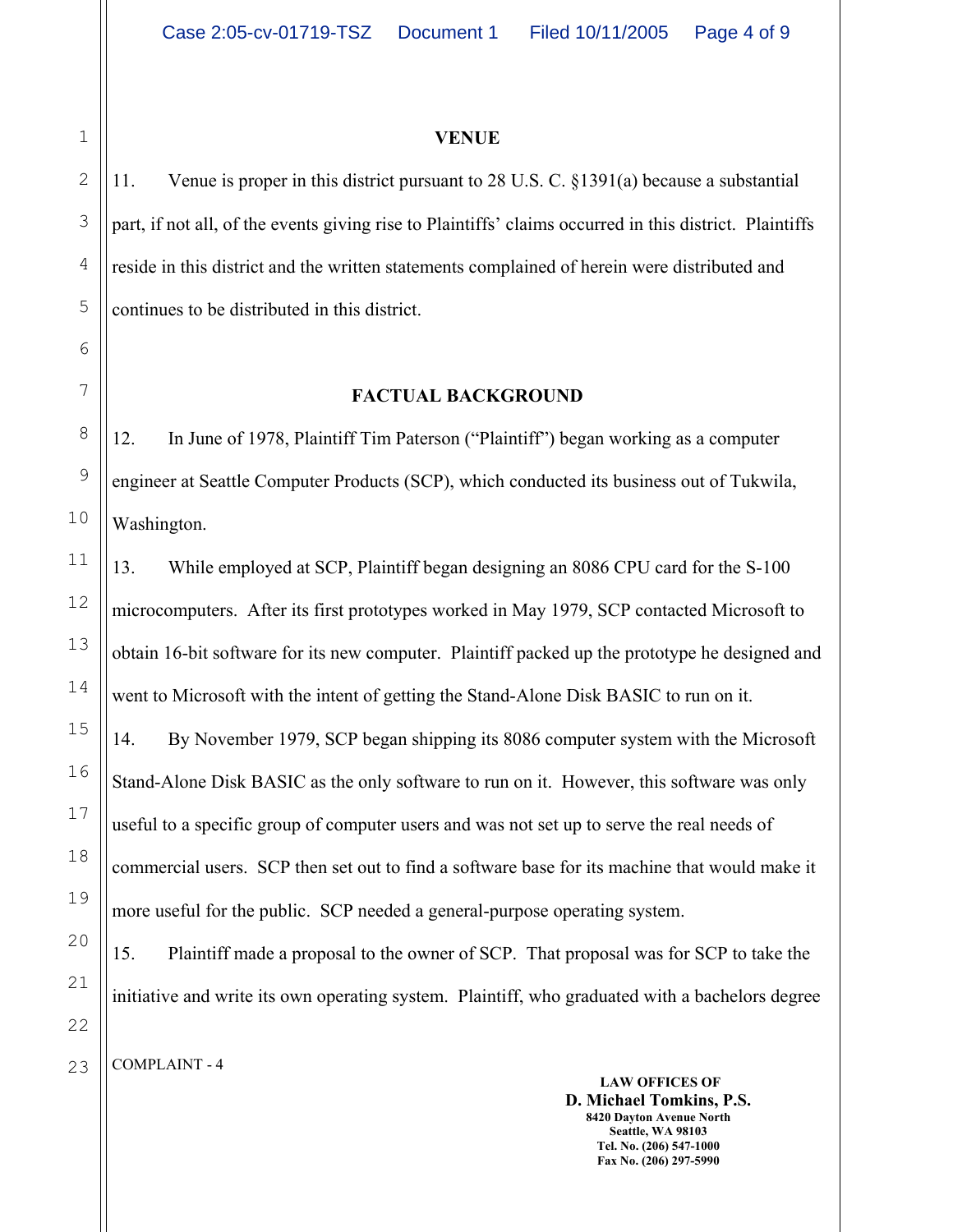## VENUE

11. Venue is proper in this district pursuant to 28 U.S. C. §1391(a) because a substantial part, if not all, of the events giving rise to Plaintiffs' claims occurred in this district. Plaintiffs reside in this district and the written statements complained of herein were distributed and continues to be distributed in this district.

## FACTUAL BACKGROUND

12. In June of 1978, Plaintiff Tim Paterson ("Plaintiff") began working as a computer engineer at Seattle Computer Products (SCP), which conducted its business out of Tukwila, Washington.

13. While employed at SCP, Plaintiff began designing an 8086 CPU card for the S-100 microcomputers. After its first prototypes worked in May 1979, SCP contacted Microsoft to obtain 16-bit software for its new computer. Plaintiff packed up the prototype he designed and went to Microsoft with the intent of getting the Stand-Alone Disk BASIC to run on it.

14. By November 1979, SCP began shipping its 8086 computer system with the Microsoft Stand-Alone Disk BASIC as the only software to run on it. However, this software was only useful to a specific group of computer users and was not set up to serve the real needs of commercial users. SCP then set out to find a software base for its machine that would make it more useful for the public. SCP needed a general-purpose operating system.

15. Plaintiff made a proposal to the owner of SCP. That proposal was for SCP to take the initiative and write its own operating system. Plaintiff, who graduated with a bachelors degree

COMPLAINT - 4

**LAW OFFICES OF**
**D. Michael Tomkins, P.S.**
**8420 Dayton Avenue North**
**Seattle, WA 98103**
**Tel. No. (206) 547-1000**
**Fax No. (206) 297-5990**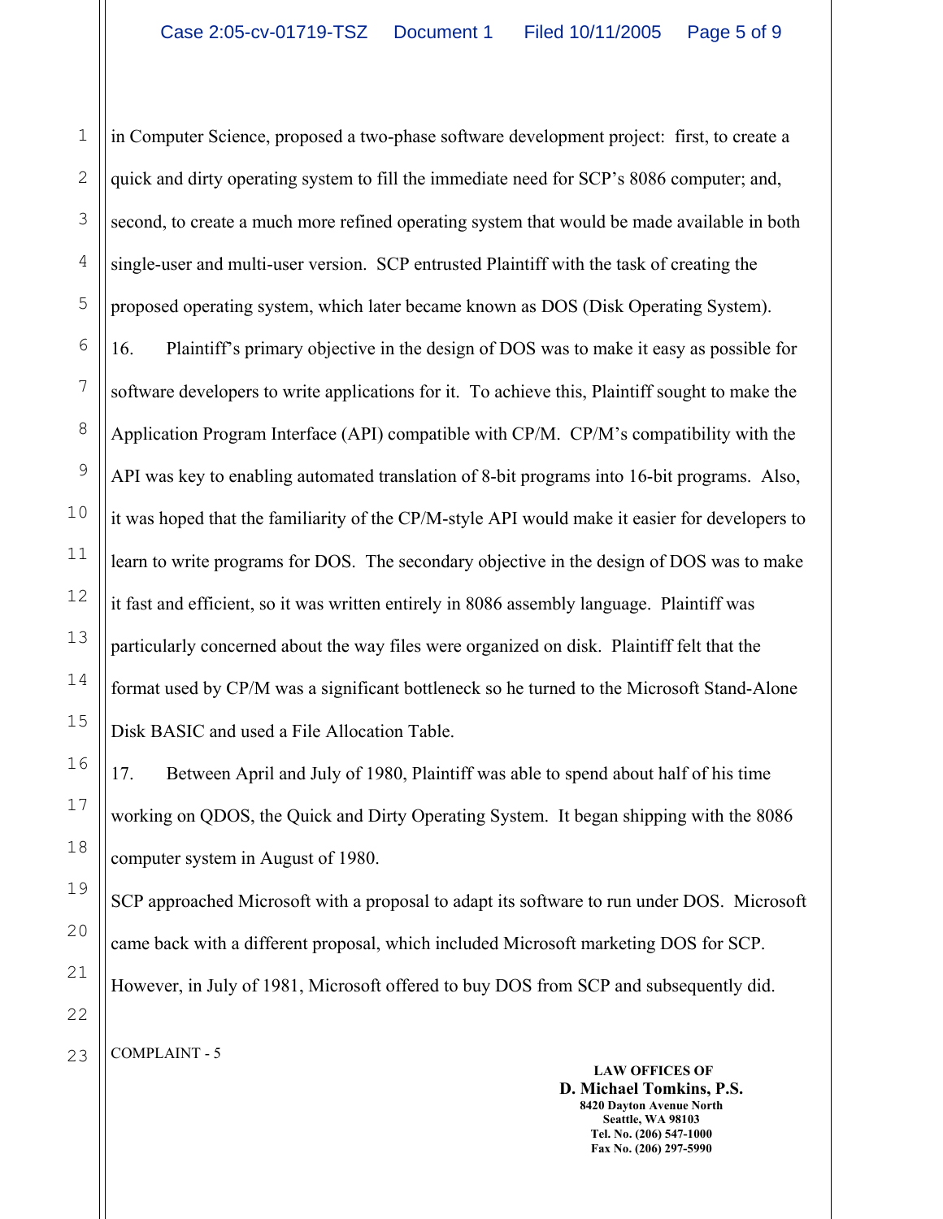in Computer Science, proposed a two-phase software development project: first, to create a quick and dirty operating system to fill the immediate need for SCP's 8086 computer; and, second, to create a much more refined operating system that would be made available in both single-user and multi-user version. SCP entrusted Plaintiff with the task of creating the proposed operating system, which later became known as DOS (Disk Operating System).

16. Plaintiff's primary objective in the design of DOS was to make it easy as possible for software developers to write applications for it. To achieve this, Plaintiff sought to make the Application Program Interface (API) compatible with CP/M. CP/M's compatibility with the API was key to enabling automated translation of 8-bit programs into 16-bit programs. Also, it was hoped that the familiarity of the CP/M-style API would make it easier for developers to learn to write programs for DOS. The secondary objective in the design of DOS was to make it fast and efficient, so it was written entirely in 8086 assembly language. Plaintiff was particularly concerned about the way files were organized on disk. Plaintiff felt that the format used by CP/M was a significant bottleneck so he turned to the Microsoft Stand-Alone Disk BASIC and used a File Allocation Table.

17. Between April and July of 1980, Plaintiff was able to spend about half of his time working on QDOS, the Quick and Dirty Operating System. It began shipping with the 8086 computer system in August of 1980.

SCP approached Microsoft with a proposal to adapt its software to run under DOS. Microsoft came back with a different proposal, which included Microsoft marketing DOS for SCP. However, in July of 1981, Microsoft offered to buy DOS from SCP and subsequently did.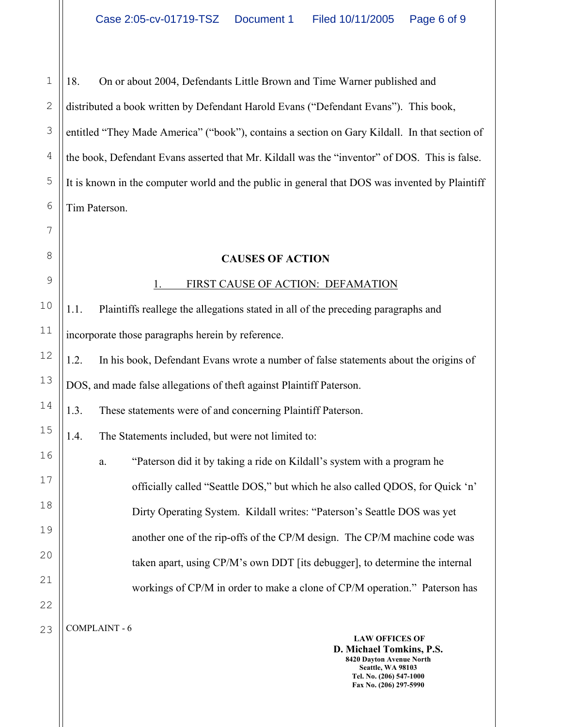18. On or about 2004, Defendants Little Brown and Time Warner published and distributed a book written by Defendant Harold Evans ("Defendant Evans"). This book, entitled "They Made America" ("book"), contains a section on Gary Kildall. In that section of the book, Defendant Evans asserted that Mr. Kildall was the "inventor" of DOS. This is false. It is known in the computer world and the public in general that DOS was invented by Plaintiff Tim Paterson.

**CAUSES OF ACTION**

1. FIRST CAUSE OF ACTION: DEFAMATION

1.1. Plaintiffs reallege the allegations stated in all of the preceding paragraphs and incorporate those paragraphs herein by reference.

1.2. In his book, Defendant Evans wrote a number of false statements about the origins of DOS, and made false allegations of theft against Plaintiff Paterson.

1.3. These statements were of and concerning Plaintiff Paterson.

1.4. The Statements included, but were not limited to:

a. "Paterson did it by taking a ride on Kildall's system with a program he officially called "Seattle DOS," but which he also called QDOS, for Quick 'n' Dirty Operating System. Kildall writes: "Paterson's Seattle DOS was yet another one of the rip-offs of the CP/M design. The CP/M machine code was taken apart, using CP/M's own DDT [its debugger], to determine the internal workings of CP/M in order to make a clone of CP/M operation." Paterson has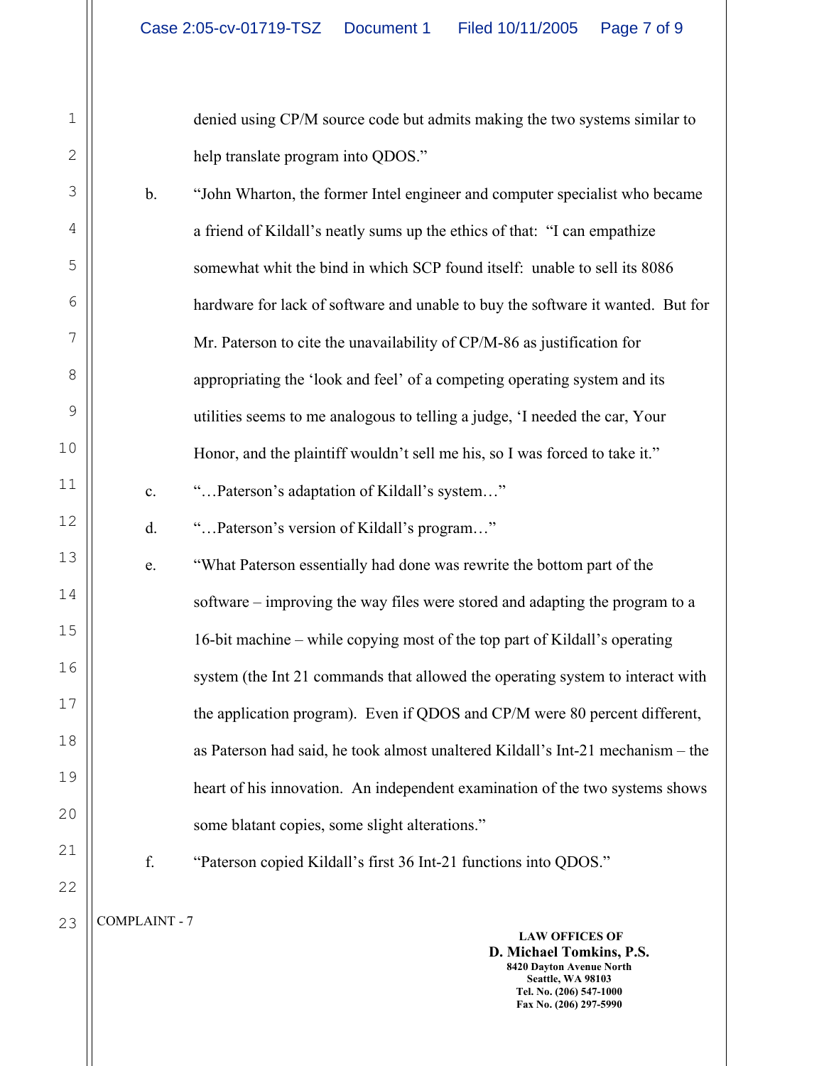denied using CP/M source code but admits making the two systems similar to help translate program into QDOS."

b. "John Wharton, the former Intel engineer and computer specialist who became a friend of Kildall's neatly sums up the ethics of that: "I can empathize somewhat whit the bind in which SCP found itself: unable to sell its 8086 hardware for lack of software and unable to buy the software it wanted. But for Mr. Paterson to cite the unavailability of CP/M-86 as justification for appropriating the 'look and feel' of a competing operating system and its utilities seems to me analogous to telling a judge, 'I needed the car, Your Honor, and the plaintiff wouldn't sell me his, so I was forced to take it."

c. "…Paterson's adaptation of Kildall's system…"

d. "…Paterson's version of Kildall's program…"

e. "What Paterson essentially had done was rewrite the bottom part of the software – improving the way files were stored and adapting the program to a 16-bit machine – while copying most of the top part of Kildall's operating system (the Int 21 commands that allowed the operating system to interact with the application program). Even if QDOS and CP/M were 80 percent different, as Paterson had said, he took almost unaltered Kildall's Int-21 mechanism – the heart of his innovation. An independent examination of the two systems shows some blatant copies, some slight alterations."

f. "Paterson copied Kildall's first 36 Int-21 functions into QDOS."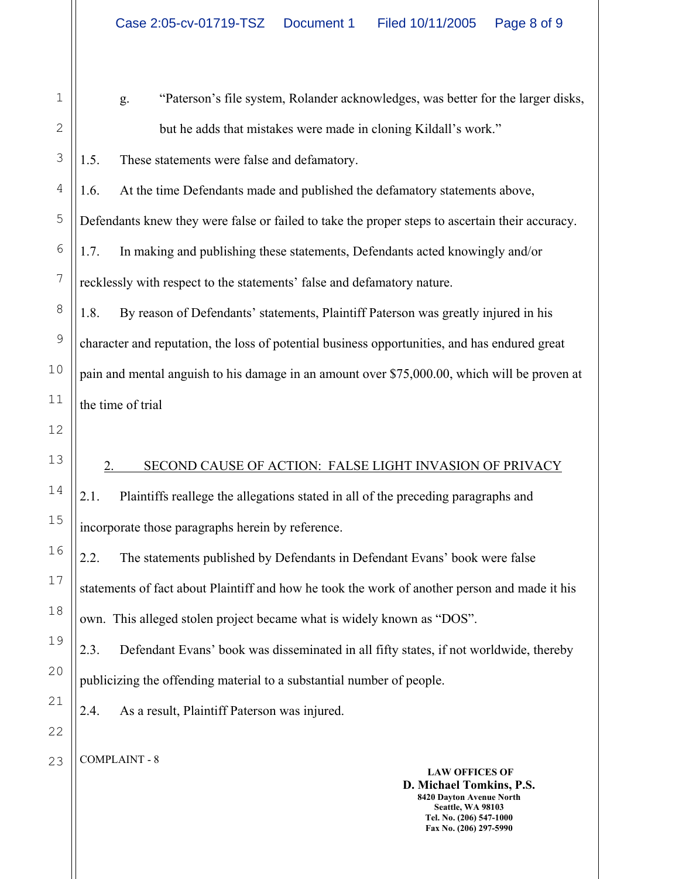g. "Paterson's file system, Rolander acknowledges, was better for the larger disks, but he adds that mistakes were made in cloning Kildall's work."

1.5. These statements were false and defamatory.

1.6. At the time Defendants made and published the defamatory statements above, Defendants knew they were false or failed to take the proper steps to ascertain their accuracy.

1.7. In making and publishing these statements, Defendants acted knowingly and/or recklessly with respect to the statements' false and defamatory nature.

1.8. By reason of Defendants' statements, Plaintiff Paterson was greatly injured in his character and reputation, the loss of potential business opportunities, and has endured great pain and mental anguish to his damage in an amount over $75,000.00, which will be proven at the time of trial

## 2. SECOND CAUSE OF ACTION: FALSE LIGHT INVASION OF PRIVACY

2.1. Plaintiffs reallege the allegations stated in all of the preceding paragraphs and incorporate those paragraphs herein by reference.

2.2. The statements published by Defendants in Defendant Evans' book were false statements of fact about Plaintiff and how he took the work of another person and made it his own. This alleged stolen project became what is widely known as "DOS".

2.3. Defendant Evans' book was disseminated in all fifty states, if not worldwide, thereby publicizing the offending material to a substantial number of people.

2.4. As a result, Plaintiff Paterson was injured.

COMPLAINT - 8

LAW OFFICES OF
**D. Michael Tomkins, P.S.**
8420 Dayton Avenue North
Seattle, WA 98103
Tel. No. (206) 547-1000
Fax No. (206) 297-5990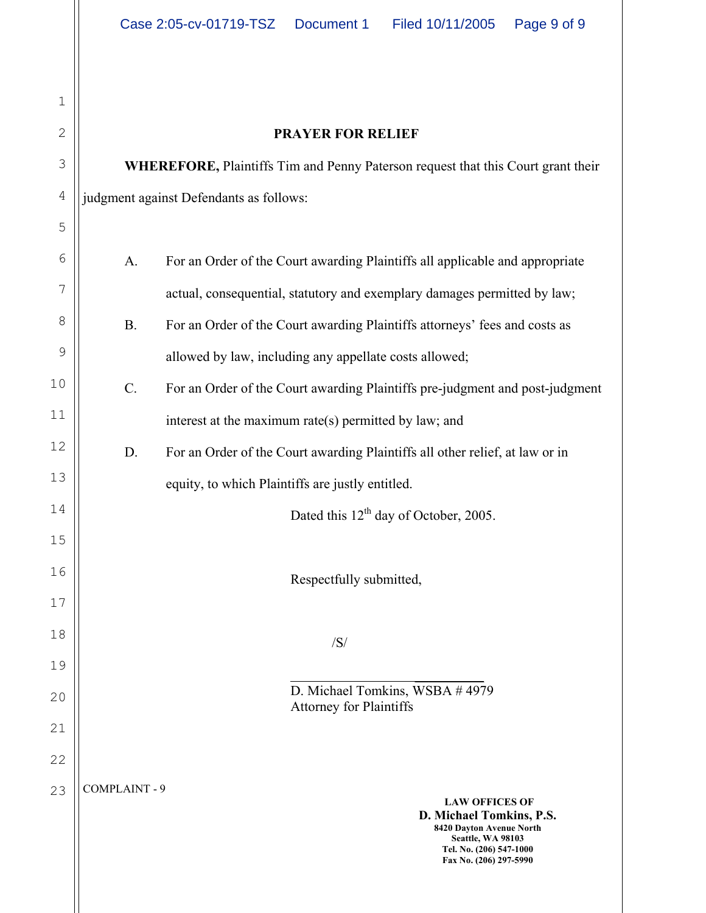## PRAYER FOR RELIEF

**WHEREFORE,** Plaintiffs Tim and Penny Paterson request that this Court grant their judgment against Defendants as follows:

A. For an Order of the Court awarding Plaintiffs all applicable and appropriate actual, consequential, statutory and exemplary damages permitted by law;

B. For an Order of the Court awarding Plaintiffs attorneys' fees and costs as allowed by law, including any appellate costs allowed;

C. For an Order of the Court awarding Plaintiffs pre-judgment and post-judgment interest at the maximum rate(s) permitted by law; and

D. For an Order of the Court awarding Plaintiffs all other relief, at law or in equity, to which Plaintiffs are justly entitled.

Dated this 12th day of October, 2005.

Respectfully submitted,

/S/

D. Michael Tomkins, WSBA # 4979
Attorney for Plaintiffs

COMPLAINT - 9

LAW OFFICES OF
**D. Michael Tomkins, P.S.**
8420 Dayton Avenue North
Seattle, WA 98103
Tel. No. (206) 547-1000
Fax No. (206) 297-5990